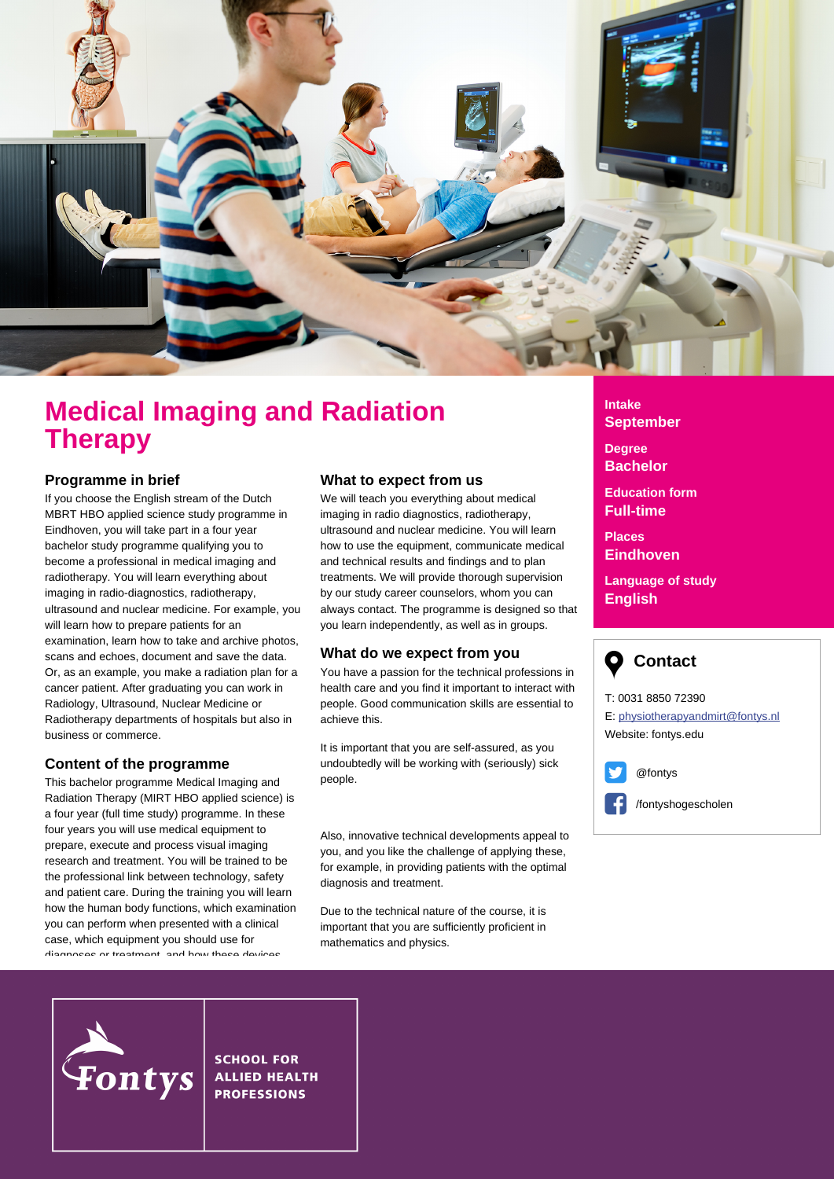# Medical Imaging and Radiation Therapy

## Programme in brief

If you choose the English stream of the Dutch MBRT HBO applied science study programme in Eindhoven, you will take part in a four year bachelor study programme qualifying you to become a professional in medical imaging and radiotherapy. You will learn everything about imaging in radio-diagnostics, radiotherapy, ultrasound and nuclear medicine. For example, you will learn how to prepare patients for an examination, learn how to take and archive photos, scans and echoes, document and save the data. Or, as an example, you make a radiation plan for a cancer patient. After graduating you can work in Radiology, Ultrasound, Nuclear Medicine or Radiotherapy departments of hospitals but also in business or commerce.

## Content of the programme

This bachelor programme Medical Imaging and Radiation Therapy (MIRT HBO applied science) is a four year (full time study) programme. In these four years you will use medical equipment to prepare, execute and process visual imaging research and treatment. You will be trained to be the professional link between technology, safety and patient care. During the training you will learn how the human body functions, which examination you can perform when presented with a clinical case, which equipment you should use for diagnoses or treatment, and how these devices

## What to expect from us

We will teach you everything about medical imaging in radio diagnostics, radiotherapy, ultrasound and nuclear medicine. You will learn how to use the equipment, communicate medical and technical results and findings and to plan treatments. We will provide thorough supervision by our study career counselors, whom you can always contact. The programme is designed so that you learn independently, as well as in groups.

## What do we expect from you

You have a passion for the technical professions in health care and you find it important to interact with people. Good communication skills are essential to achieve this.

It is important that you are self-assured, as you undoubtedly will be working with (seriously) sick people.

Also, innovative technical developments appeal to you, and you like the challenge of applying these, for example, in providing patients with the optimal diagnosis and treatment.

Due to the technical nature of the course, it is important that you are sufficiently proficient in mathematics and physics.

**Intake**
**September**

**Degree**
**Bachelor**

**Education form**
**Full-time**

**Places**
**Eindhoven**

**Language of study**
**English**

## Contact

T: 0031 8850 72390
E: physiotherapyandmirt@fontys.nl
Website: fontys.edu

@fontys

/fontyshogescholen

Fontys

SCHOOL FOR ALLIED HEALTH PROFESSIONS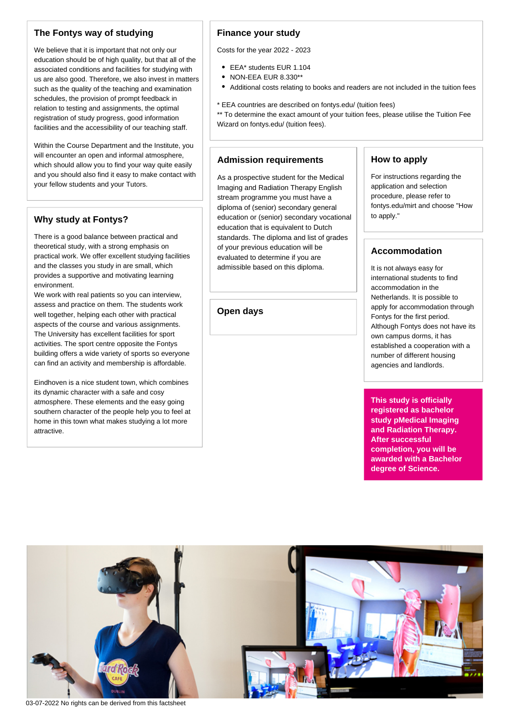## The Fontys way of studying

We believe that it is important that not only our education should be of high quality, but that all of the associated conditions and facilities for studying with us are also good. Therefore, we also invest in matters such as the quality of the teaching and examination schedules, the provision of prompt feedback in relation to testing and assignments, the optimal registration of study progress, good information facilities and the accessibility of our teaching staff.

Within the Course Department and the Institute, you will encounter an open and informal atmosphere, which should allow you to find your way quite easily and you should also find it easy to make contact with your fellow students and your Tutors.

## Why study at Fontys?

There is a good balance between practical and theoretical study, with a strong emphasis on practical work. We offer excellent studying facilities and the classes you study in are small, which provides a supportive and motivating learning environment.
We work with real patients so you can interview, assess and practice on them. The students work well together, helping each other with practical aspects of the course and various assignments. The University has excellent facilities for sport activities. The sport centre opposite the Fontys building offers a wide variety of sports so everyone can find an activity and membership is affordable.

Eindhoven is a nice student town, which combines its dynamic character with a safe and cosy atmosphere. These elements and the easy going southern character of the people help you to feel at home in this town what makes studying a lot more attractive.

## Finance your study

Costs for the year 2022 - 2023

- EEA* students EUR 1.104
- NON-EEA EUR 8.330**
- Additional costs relating to books and readers are not included in the tuition fees

* EEA countries are described on fontys.edu/ (tuition fees)
** To determine the exact amount of your tuition fees, please utilise the Tuition Fee Wizard on fontys.edu/ (tuition fees).

## Admission requirements

As a prospective student for the Medical Imaging and Radiation Therapy English stream programme you must have a diploma of (senior) secondary general education or (senior) secondary vocational education that is equivalent to Dutch standards. The diploma and list of grades of your previous education will be evaluated to determine if you are admissible based on this diploma.

## Open days

## How to apply

For instructions regarding the application and selection procedure, please refer to fontys.edu/mirt and choose "How to apply."

## Accommodation

It is not always easy for international students to find accommodation in the Netherlands. It is possible to apply for accommodation through Fontys for the first period. Although Fontys does not have its own campus dorms, it has established a cooperation with a number of different housing agencies and landlords.

**This study is officially registered as bachelor study pMedical Imaging and Radiation Therapy. After successful completion, you will be awarded with a Bachelor degree of Science.**

03-07-2022 No rights can be derived from this factsheet